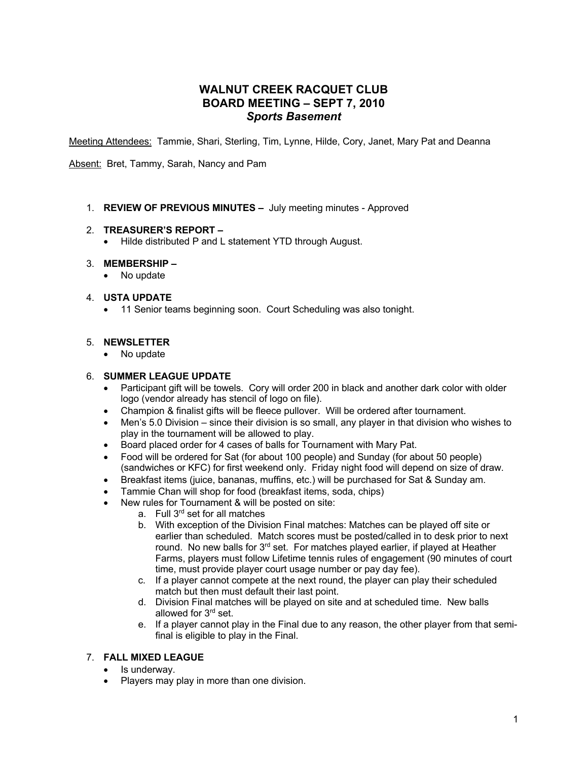# WALNUT CREEK RACQUET CLUB
# BOARD MEETING – SEPT 7, 2010
## *Sports Basement*

Meeting Attendees: Tammie, Shari, Sterling, Tim, Lynne, Hilde, Cory, Janet, Mary Pat and Deanna

Absent: Bret, Tammy, Sarah, Nancy and Pam

1. **REVIEW OF PREVIOUS MINUTES –** July meeting minutes - Approved

2. **TREASURER'S REPORT –**
   - Hilde distributed P and L statement YTD through August.

3. **MEMBERSHIP –**
   - No update

4. **USTA UPDATE**
   - 11 Senior teams beginning soon. Court Scheduling was also tonight.

5. **NEWSLETTER**
   - No update

6. **SUMMER LEAGUE UPDATE**
   - Participant gift will be towels. Cory will order 200 in black and another dark color with older logo (vendor already has stencil of logo on file).
   - Champion & finalist gifts will be fleece pullover. Will be ordered after tournament.
   - Men's 5.0 Division – since their division is so small, any player in that division who wishes to play in the tournament will be allowed to play.
   - Board placed order for 4 cases of balls for Tournament with Mary Pat.
   - Food will be ordered for Sat (for about 100 people) and Sunday (for about 50 people) (sandwiches or KFC) for first weekend only. Friday night food will depend on size of draw.
   - Breakfast items (juice, bananas, muffins, etc.) will be purchased for Sat & Sunday am.
   - Tammie Chan will shop for food (breakfast items, soda, chips)
   - New rules for Tournament & will be posted on site:
     a. Full 3rd set for all matches
     b. With exception of the Division Final matches: Matches can be played off site or earlier than scheduled. Match scores must be posted/called in to desk prior to next round. No new balls for 3rd set. For matches played earlier, if played at Heather Farms, players must follow Lifetime tennis rules of engagement (90 minutes of court time, must provide player court usage number or pay day fee).
     c. If a player cannot compete at the next round, the player can play their scheduled match but then must default their last point.
     d. Division Final matches will be played on site and at scheduled time. New balls allowed for 3rd set.
     e. If a player cannot play in the Final due to any reason, the other player from that semi-final is eligible to play in the Final.

7. **FALL MIXED LEAGUE**
   - Is underway.
   - Players may play in more than one division.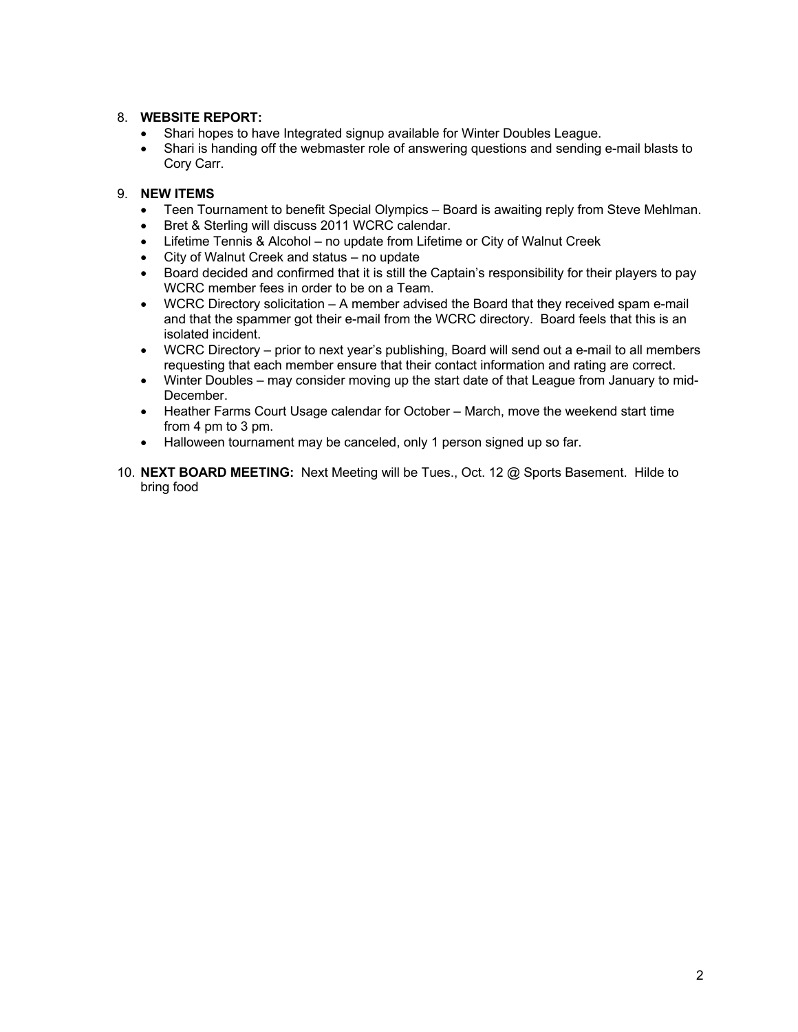8. **WEBSITE REPORT:**
   - Shari hopes to have Integrated signup available for Winter Doubles League.
   - Shari is handing off the webmaster role of answering questions and sending e-mail blasts to Cory Carr.

9. **NEW ITEMS**
   - Teen Tournament to benefit Special Olympics – Board is awaiting reply from Steve Mehlman.
   - Bret & Sterling will discuss 2011 WCRC calendar.
   - Lifetime Tennis & Alcohol – no update from Lifetime or City of Walnut Creek
   - City of Walnut Creek and status – no update
   - Board decided and confirmed that it is still the Captain's responsibility for their players to pay WCRC member fees in order to be on a Team.
   - WCRC Directory solicitation – A member advised the Board that they received spam e-mail and that the spammer got their e-mail from the WCRC directory. Board feels that this is an isolated incident.
   - WCRC Directory – prior to next year's publishing, Board will send out a e-mail to all members requesting that each member ensure that their contact information and rating are correct.
   - Winter Doubles – may consider moving up the start date of that League from January to mid-December.
   - Heather Farms Court Usage calendar for October – March, move the weekend start time from 4 pm to 3 pm.
   - Halloween tournament may be canceled, only 1 person signed up so far.

10. **NEXT BOARD MEETING:** Next Meeting will be Tues., Oct. 12 @ Sports Basement. Hilde to bring food